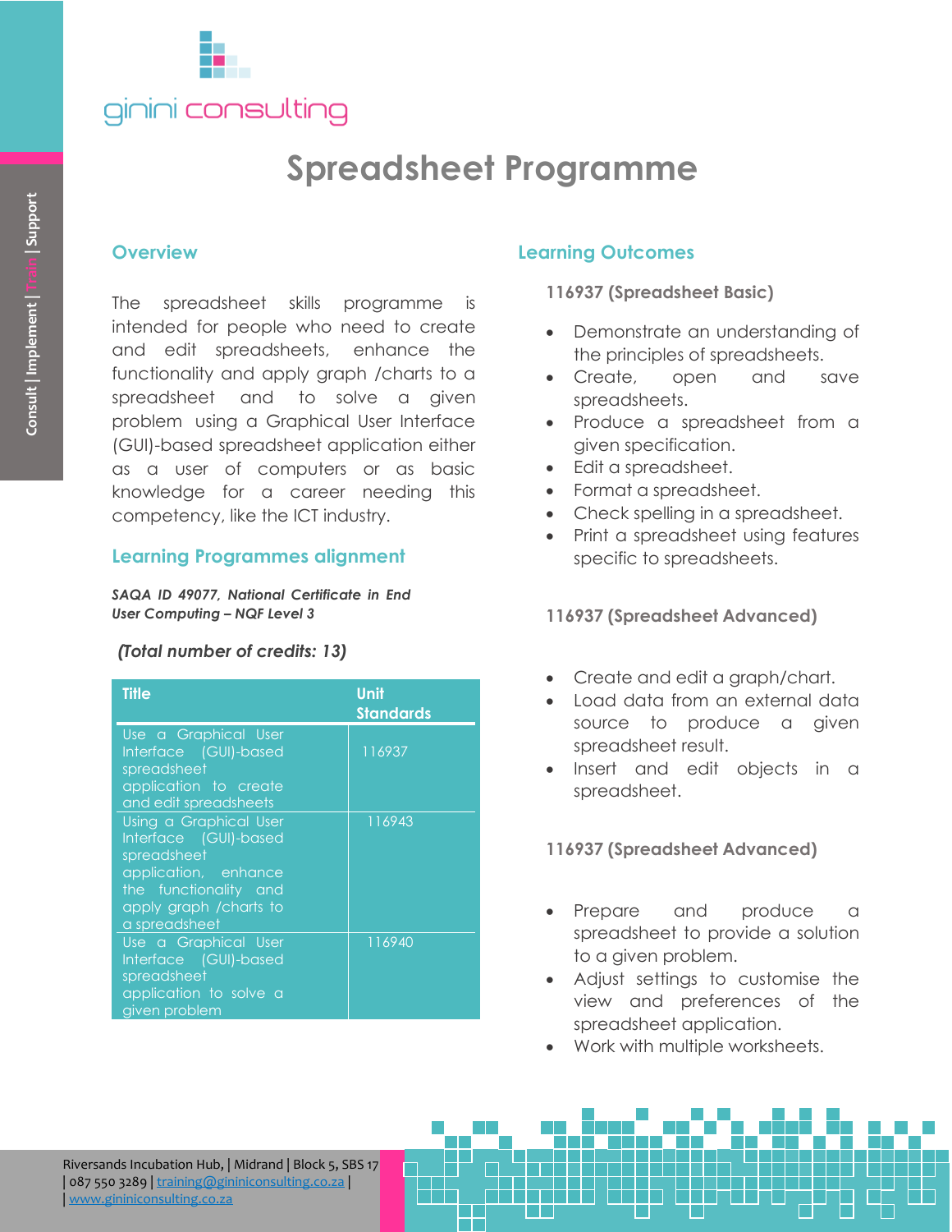ginini consulting

Consult | Implement | Train | Support

# Spreadsheet Programme

## Overview

The spreadsheet skills programme is intended for people who need to create and edit spreadsheets, enhance the functionality and apply graph /charts to a spreadsheet and to solve a given problem using a Graphical User Interface (GUI)-based spreadsheet application either as a user of computers or as basic knowledge for a career needing this competency, like the ICT industry.

## Learning Programmes alignment

***SAQA ID 49077, National Certificate in End User Computing – NQF Level 3***

***(Total number of credits: 13)***

| Title | Unit Standards |
|---|---|
| Use a Graphical User Interface (GUI)-based spreadsheet application to create and edit spreadsheets | 116937 |
| Using a Graphical User Interface (GUI)-based spreadsheet application, enhance the functionality and apply graph /charts to a spreadsheet | 116943 |
| Use a Graphical User Interface (GUI)-based spreadsheet application to solve a given problem | 116940 |

## Learning Outcomes

### 116937 (Spreadsheet Basic)

- Demonstrate an understanding of the principles of spreadsheets.
- Create, open and save spreadsheets.
- Produce a spreadsheet from a given specification.
- Edit a spreadsheet.
- Format a spreadsheet.
- Check spelling in a spreadsheet.
- Print a spreadsheet using features specific to spreadsheets.

### 116937 (Spreadsheet Advanced)

- Create and edit a graph/chart.
- Load data from an external data source to produce a given spreadsheet result.
- Insert and edit objects in a spreadsheet.

### 116937 (Spreadsheet Advanced)

- Prepare and produce a spreadsheet to provide a solution to a given problem.
- Adjust settings to customise the view and preferences of the spreadsheet application.
- Work with multiple worksheets.

Riversands Incubation Hub, | Midrand | Block 5, SBS 17 | 087 550 3289 | training@gininiconsulting.co.za | | www.gininiconsulting.co.za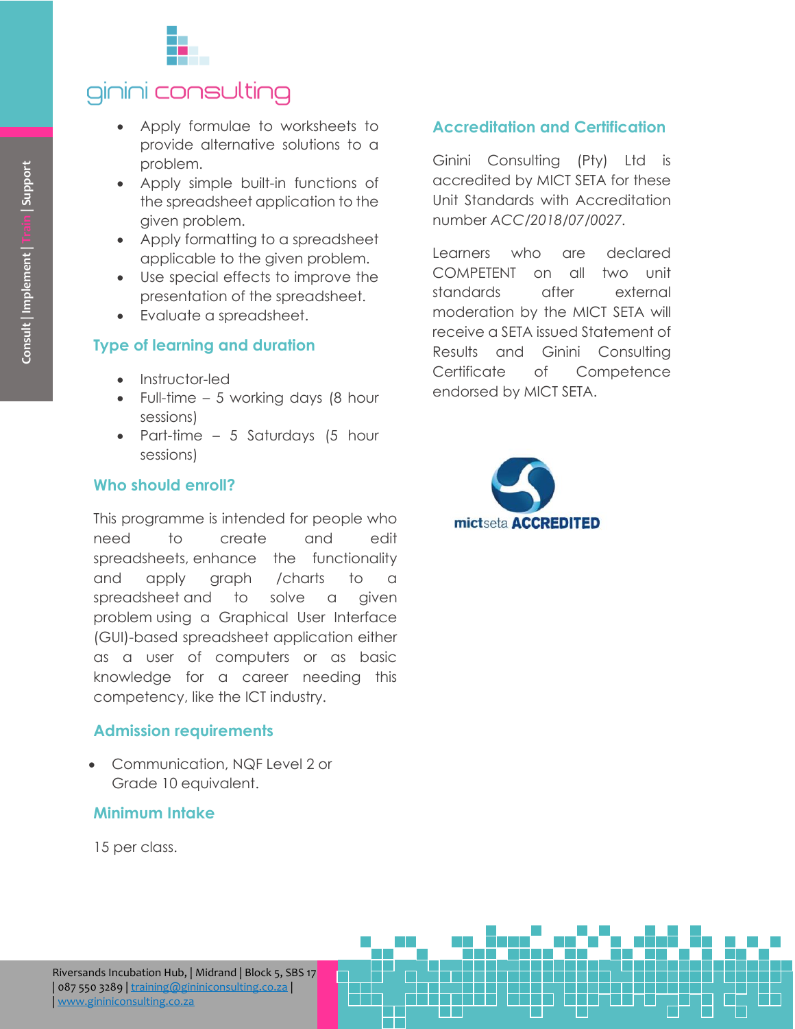- Apply formulae to worksheets to provide alternative solutions to a problem.
- Apply simple built-in functions of the spreadsheet application to the given problem.
- Apply formatting to a spreadsheet applicable to the given problem.
- Use special effects to improve the presentation of the spreadsheet.
- Evaluate a spreadsheet.

## Type of learning and duration

- Instructor-led
- Full-time – 5 working days (8 hour sessions)
- Part-time – 5 Saturdays (5 hour sessions)

## Who should enroll?

This programme is intended for people who need to create and edit spreadsheets, enhance the functionality and apply graph /charts to a spreadsheet and to solve a given problem using a Graphical User Interface (GUI)-based spreadsheet application either as a user of computers or as basic knowledge for a career needing this competency, like the ICT industry.

## Admission requirements

- Communication, NQF Level 2 or Grade 10 equivalent.

## Minimum Intake

15 per class.

## Accreditation and Certification

Ginini Consulting (Pty) Ltd is accredited by MICT SETA for these Unit Standards with Accreditation number *ACC/2018/07/0027*.

Learners who are declared COMPETENT on all two unit standards after external moderation by the MICT SETA will receive a SETA issued Statement of Results and Ginini Consulting Certificate of Competence endorsed by MICT SETA.

mictseta ACCREDITED